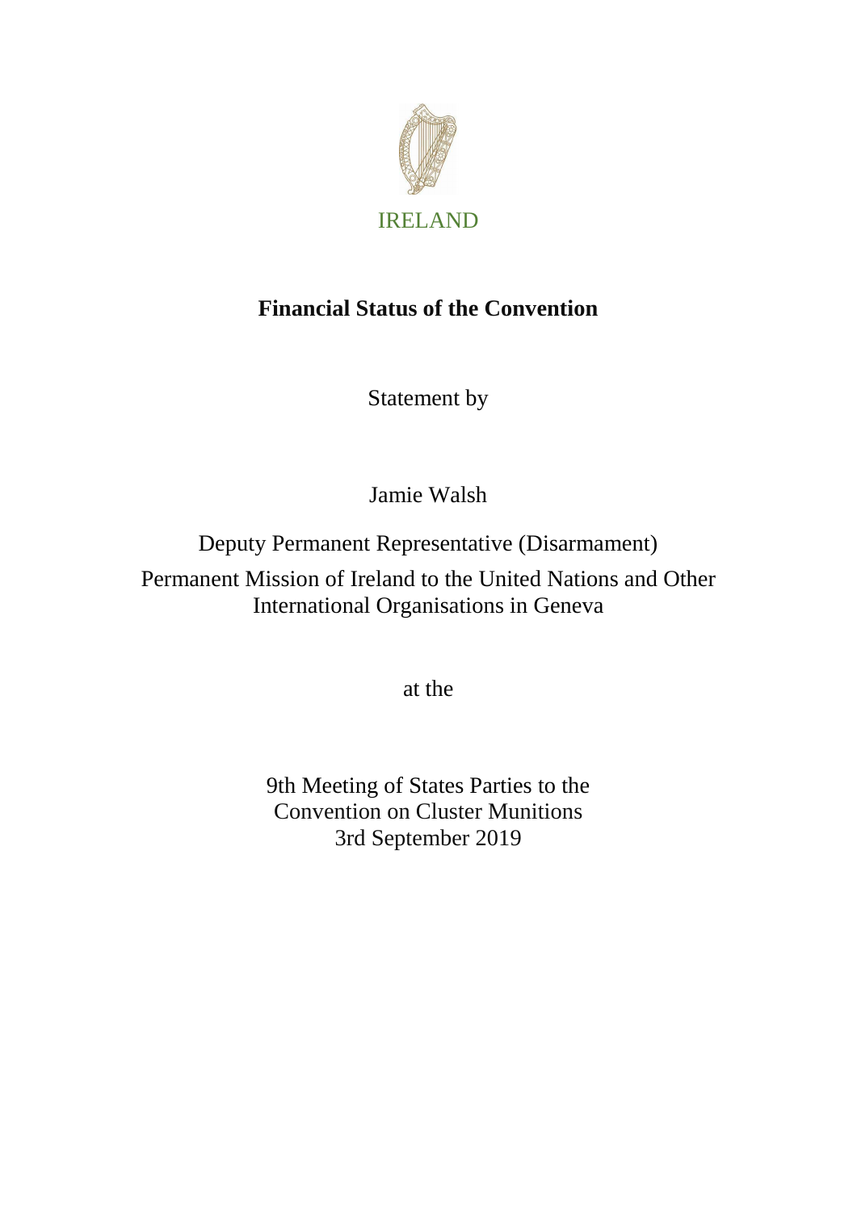IRELAND

# Financial Status of the Convention

Statement by

Jamie Walsh

Deputy Permanent Representative (Disarmament)

Permanent Mission of Ireland to the United Nations and Other International Organisations in Geneva

at the

9th Meeting of States Parties to the Convention on Cluster Munitions
3rd September 2019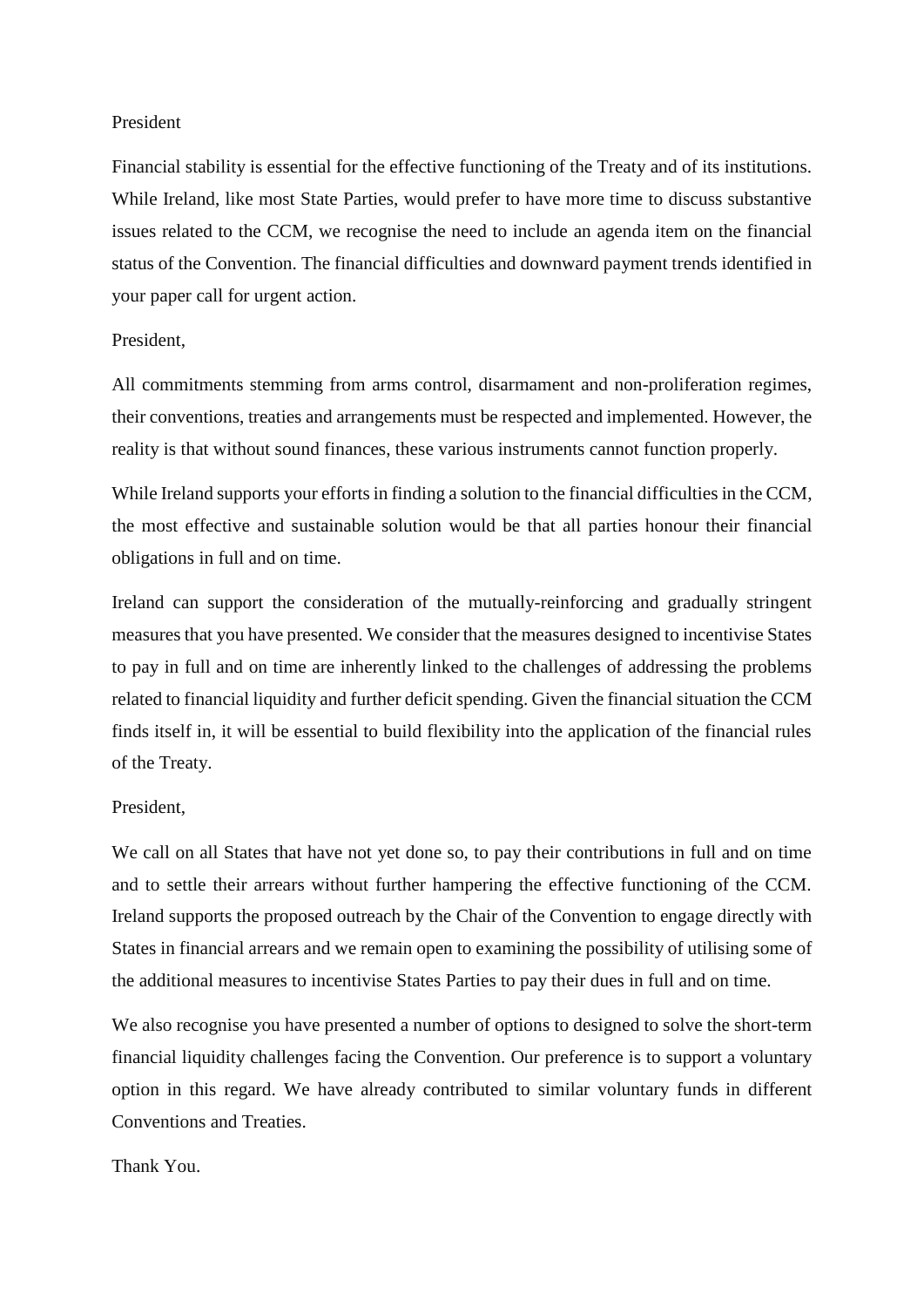President

Financial stability is essential for the effective functioning of the Treaty and of its institutions. While Ireland, like most State Parties, would prefer to have more time to discuss substantive issues related to the CCM, we recognise the need to include an agenda item on the financial status of the Convention. The financial difficulties and downward payment trends identified in your paper call for urgent action.

President,

All commitments stemming from arms control, disarmament and non-proliferation regimes, their conventions, treaties and arrangements must be respected and implemented. However, the reality is that without sound finances, these various instruments cannot function properly.

While Ireland supports your efforts in finding a solution to the financial difficulties in the CCM, the most effective and sustainable solution would be that all parties honour their financial obligations in full and on time.

Ireland can support the consideration of the mutually-reinforcing and gradually stringent measures that you have presented. We consider that the measures designed to incentivise States to pay in full and on time are inherently linked to the challenges of addressing the problems related to financial liquidity and further deficit spending. Given the financial situation the CCM finds itself in, it will be essential to build flexibility into the application of the financial rules of the Treaty.

President,

We call on all States that have not yet done so, to pay their contributions in full and on time and to settle their arrears without further hampering the effective functioning of the CCM. Ireland supports the proposed outreach by the Chair of the Convention to engage directly with States in financial arrears and we remain open to examining the possibility of utilising some of the additional measures to incentivise States Parties to pay their dues in full and on time.

We also recognise you have presented a number of options to designed to solve the short-term financial liquidity challenges facing the Convention. Our preference is to support a voluntary option in this regard. We have already contributed to similar voluntary funds in different Conventions and Treaties.

Thank You.